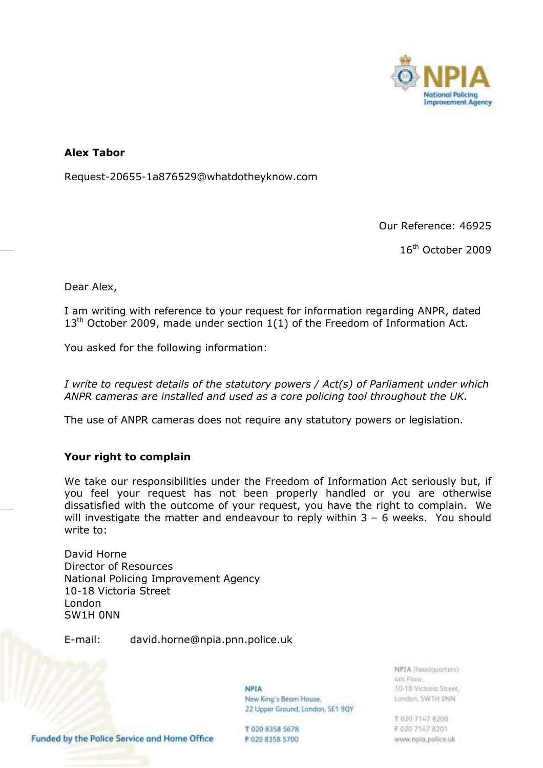**Alex Tabor**

Request-20655-1a876529@whatdotheyknow.com

Our Reference: 46925

16th October 2009

Dear Alex,

I am writing with reference to your request for information regarding ANPR, dated 13th October 2009, made under section 1(1) of the Freedom of Information Act.

You asked for the following information:

*I write to request details of the statutory powers / Act(s) of Parliament under which ANPR cameras are installed and used as a core policing tool throughout the UK.*

The use of ANPR cameras does not require any statutory powers or legislation.

**Your right to complain**

We take our responsibilities under the Freedom of Information Act seriously but, if you feel your request has not been properly handled or you are otherwise dissatisfied with the outcome of your request, you have the right to complain. We will investigate the matter and endeavour to reply within 3 – 6 weeks. You should write to:

David Horne
Director of Resources
National Policing Improvement Agency
10-18 Victoria Street
London
SW1H 0NN

E-mail: david.horne@npia.pnn.police.uk

Funded by the Police Service and Home Office

NPIA
New King's Beam House,
22 Upper Ground, London, SE1 9QY

T 020 8358 5678
F 020 8358 5700

NPIA (headquarters)
4th Floor,
10-18 Victoria Street,
London, SW1H 0NN

T 020 7147 8200
F 020 7147 8201
www.npia.police.uk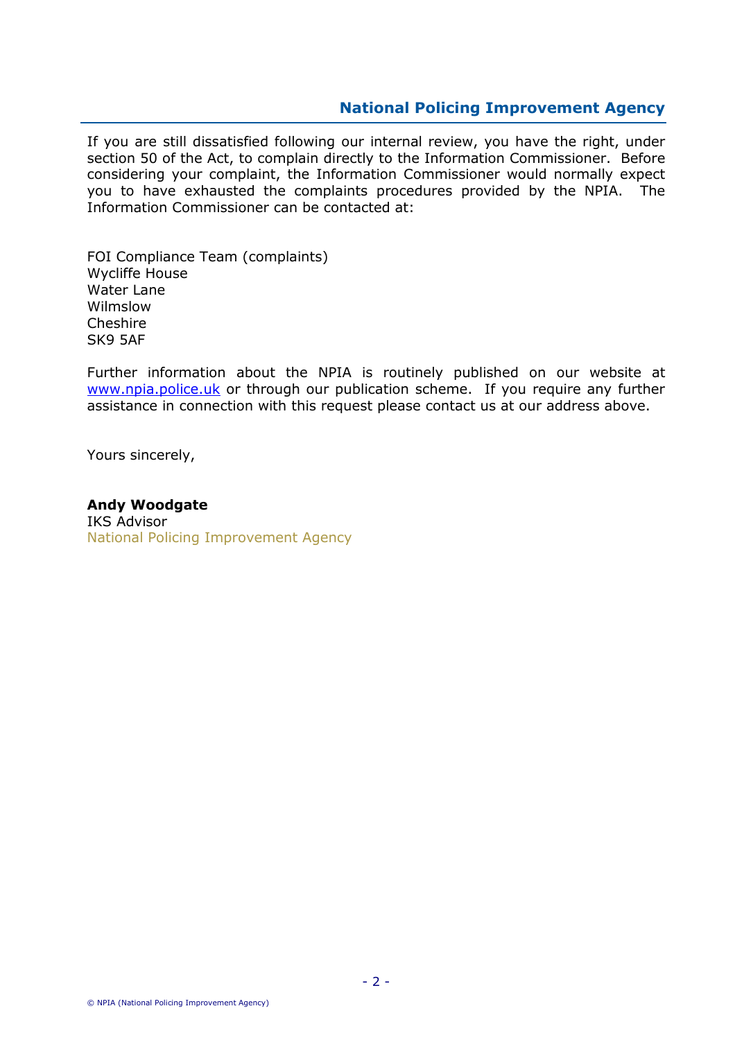If you are still dissatisfied following our internal review, you have the right, under section 50 of the Act, to complain directly to the Information Commissioner. Before considering your complaint, the Information Commissioner would normally expect you to have exhausted the complaints procedures provided by the NPIA. The Information Commissioner can be contacted at:

FOI Compliance Team (complaints)  
Wycliffe House  
Water Lane  
Wilmslow  
Cheshire  
SK9 5AF

Further information about the NPIA is routinely published on our website at www.npia.police.uk or through our publication scheme. If you require any further assistance in connection with this request please contact us at our address above.

Yours sincerely,

**Andy Woodgate**  
IKS Advisor  
National Policing Improvement Agency